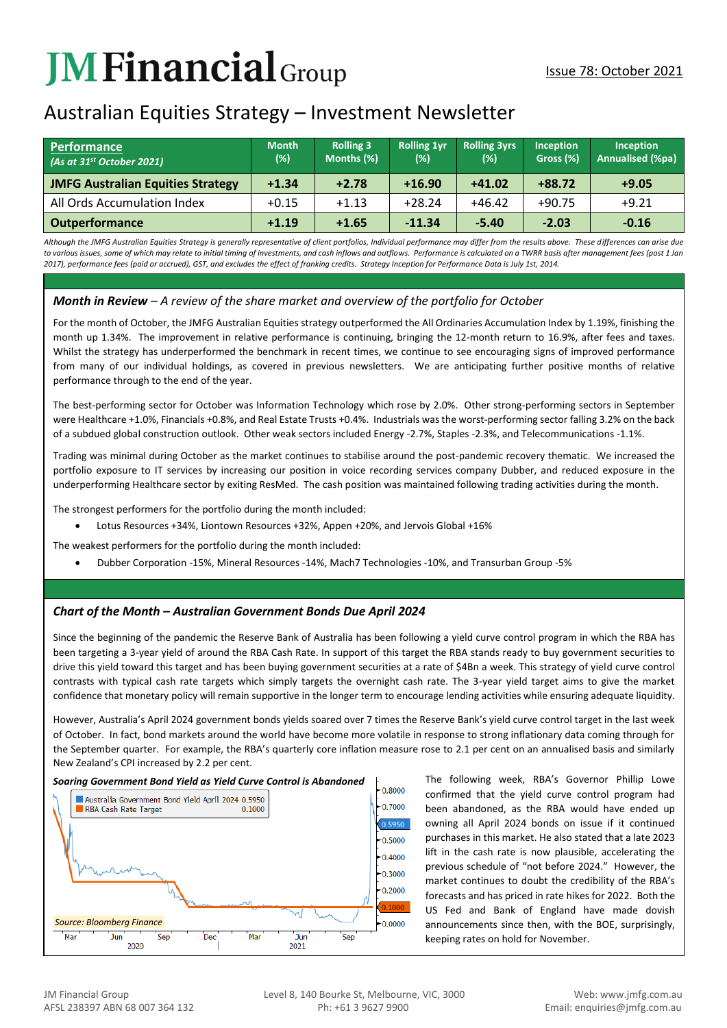# JM Financial Group

Issue 78: October 2021

## Australian Equities Strategy – Investment Newsletter

| **Performance** *(As at 31st October 2021)* | Month (%) | Rolling 3 Months (%) | Rolling 1yr (%) | Rolling 3yrs (%) | Inception Gross (%) | Inception Annualised (%pa) |
|---|---|---|---|---|---|---|
| **JMFG Australian Equities Strategy** | **+1.34** | **+2.78** | **+16.90** | **+41.02** | **+88.72** | **+9.05** |
| All Ords Accumulation Index | +0.15 | +1.13 | +28.24 | +46.42 | +90.75 | +9.21 |
| **Outperformance** | **+1.19** | **+1.65** | **-11.34** | **-5.40** | **-2.03** | **-0.16** |

*Although the JMFG Australian Equities Strategy is generally representative of client portfolios, Individual performance may differ from the results above. These differences can arise due to various issues, some of which may relate to initial timing of investments, and cash inflows and outflows. Performance is calculated on a TWRR basis after management fees (post 1 Jan 2017), performance fees (paid or accrued), GST, and excludes the effect of franking credits. Strategy Inception for Performance Data is July 1st, 2014.*

### *Month in Review – A review of the share market and overview of the portfolio for October*

For the month of October, the JMFG Australian Equities strategy outperformed the All Ordinaries Accumulation Index by 1.19%, finishing the month up 1.34%. The improvement in relative performance is continuing, bringing the 12-month return to 16.9%, after fees and taxes. Whilst the strategy has underperformed the benchmark in recent times, we continue to see encouraging signs of improved performance from many of our individual holdings, as covered in previous newsletters. We are anticipating further positive months of relative performance through to the end of the year.

The best-performing sector for October was Information Technology which rose by 2.0%. Other strong-performing sectors in September were Healthcare +1.0%, Financials +0.8%, and Real Estate Trusts +0.4%. Industrials was the worst-performing sector falling 3.2% on the back of a subdued global construction outlook. Other weak sectors included Energy -2.7%, Staples -2.3%, and Telecommunications -1.1%.

Trading was minimal during October as the market continues to stabilise around the post-pandemic recovery thematic. We increased the portfolio exposure to IT services by increasing our position in voice recording services company Dubber, and reduced exposure in the underperforming Healthcare sector by exiting ResMed. The cash position was maintained following trading activities during the month.

The strongest performers for the portfolio during the month included:

- Lotus Resources +34%, Liontown Resources +32%, Appen +20%, and Jervois Global +16%

The weakest performers for the portfolio during the month included:

- Dubber Corporation -15%, Mineral Resources -14%, Mach7 Technologies -10%, and Transurban Group -5%

### *Chart of the Month – Australian Government Bonds Due April 2024*

Since the beginning of the pandemic the Reserve Bank of Australia has been following a yield curve control program in which the RBA has been targeting a 3-year yield of around the RBA Cash Rate. In support of this target the RBA stands ready to buy government securities to drive this yield toward this target and has been buying government securities at a rate of $4Bn a week. This strategy of yield curve control contrasts with typical cash rate targets which simply targets the overnight cash rate. The 3-year yield target aims to give the market confidence that monetary policy will remain supportive in the longer term to encourage lending activities while ensuring adequate liquidity.

However, Australia's April 2024 government bonds yields soared over 7 times the Reserve Bank's yield curve control target in the last week of October. In fact, bond markets around the world have become more volatile in response to strong inflationary data coming through for the September quarter. For example, the RBA's quarterly core inflation measure rose to 2.1 per cent on an annualised basis and similarly New Zealand's CPI increased by 2.2 per cent.

***Soaring Government Bond Yield as Yield Curve Control is Abandoned***

Australia Government Bond Yield April 2024 0.5950
RBA Cash Rate Target 0.1000

*Source: Bloomberg Finance*

The following week, RBA's Governor Phillip Lowe confirmed that the yield curve control program had been abandoned, as the RBA would have ended up owning all April 2024 bonds on issue if it continued purchases in this market. He also stated that a late 2023 lift in the cash rate is now plausible, accelerating the previous schedule of "not before 2024." However, the market continues to doubt the credibility of the RBA's forecasts and has priced in rate hikes for 2022. Both the US Fed and Bank of England have made dovish announcements since then, with the BOE, surprisingly, keeping rates on hold for November.

JM Financial Group
AFSL 238397 ABN 68 007 364 132

Level 8, 140 Bourke St, Melbourne, VIC, 3000
Ph: +61 3 9627 9900

Web: www.jmfg.com.au
Email: enquiries@jmfg.com.au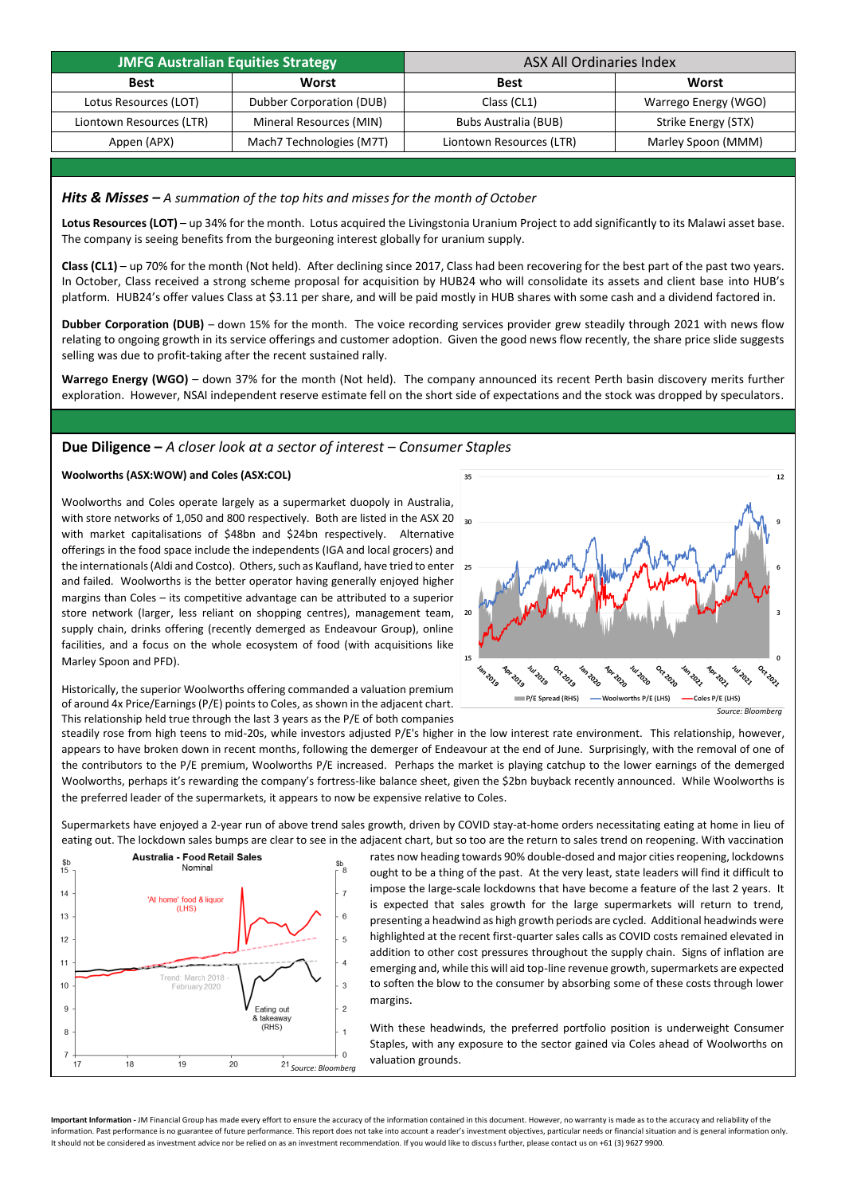| JMFG Australian Equities Strategy | | ASX All Ordinaries Index | |
|---|---|---|---|
| **Best** | **Worst** | **Best** | **Worst** |
| Lotus Resources (LOT) | Dubber Corporation (DUB) | Class (CL1) | Warrego Energy (WGO) |
| Liontown Resources (LTR) | Mineral Resources (MIN) | Bubs Australia (BUB) | Strike Energy (STX) |
| Appen (APX) | Mach7 Technologies (M7T) | Liontown Resources (LTR) | Marley Spoon (MMM) |

## ***Hits & Misses –*** *A summation of the top hits and misses for the month of October*

**Lotus Resources (LOT)** – up 34% for the month. Lotus acquired the Livingstonia Uranium Project to add significantly to its Malawi asset base. The company is seeing benefits from the burgeoning interest globally for uranium supply.

**Class (CL1)** – up 70% for the month (Not held). After declining since 2017, Class had been recovering for the best part of the past two years. In October, Class received a strong scheme proposal for acquisition by HUB24 who will consolidate its assets and client base into HUB's platform. HUB24's offer values Class at $3.11 per share, and will be paid mostly in HUB shares with some cash and a dividend factored in.

**Dubber Corporation (DUB)** – down 15% for the month. The voice recording services provider grew steadily through 2021 with news flow relating to ongoing growth in its service offerings and customer adoption. Given the good news flow recently, the share price slide suggests selling was due to profit-taking after the recent sustained rally.

**Warrego Energy (WGO)** – down 37% for the month (Not held). The company announced its recent Perth basin discovery merits further exploration. However, NSAI independent reserve estimate fell on the short side of expectations and the stock was dropped by speculators.

## **Due Diligence –** *A closer look at a sector of interest – Consumer Staples*

**Woolworths (ASX:WOW) and Coles (ASX:COL)**

Woolworths and Coles operate largely as a supermarket duopoly in Australia, with store networks of 1,050 and 800 respectively. Both are listed in the ASX 20 with market capitalisations of $48bn and $24bn respectively. Alternative offerings in the food space include the independents (IGA and local grocers) and the internationals (Aldi and Costco). Others, such as Kaufland, have tried to enter and failed. Woolworths is the better operator having generally enjoyed higher margins than Coles – its competitive advantage can be attributed to a superior store network (larger, less reliant on shopping centres), management team, supply chain, drinks offering (recently demerged as Endeavour Group), online facilities, and a focus on the whole ecosystem of food (with acquisitions like Marley Spoon and PFD).

35
30
25
20
15
12
9
6
3
0
Jan 2019
Apr 2019
Jul 2019
Oct 2019
Jan 2020
Apr 2020
Jul 2020
Oct 2020
Jan 2021
Apr 2021
Jul 2021
Oct 2021
P/E Spread (RHS)
Woolworths P/E (LHS)
Coles P/E (LHS)
Source: Bloomberg

Historically, the superior Woolworths offering commanded a valuation premium of around 4x Price/Earnings (P/E) points to Coles, as shown in the adjacent chart. This relationship held true through the last 3 years as the P/E of both companies steadily rose from high teens to mid-20s, while investors adjusted P/E's higher in the low interest rate environment. This relationship, however, appears to have broken down in recent months, following the demerger of Endeavour at the end of June. Surprisingly, with the removal of one of the contributors to the P/E premium, Woolworths P/E increased. Perhaps the market is playing catchup to the lower earnings of the demerged Woolworths, perhaps it's rewarding the company's fortress-like balance sheet, given the $2bn buyback recently announced. While Woolworths is the preferred leader of the supermarkets, it appears to now be expensive relative to Coles.

Supermarkets have enjoyed a 2-year run of above trend sales growth, driven by COVID stay-at-home orders necessitating eating at home in lieu of eating out. The lockdown sales bumps are clear to see in the adjacent chart, but so too are the return to sales trend on reopening. With vaccination rates now heading towards 90% double-dosed and major cities reopening, lockdowns ought to be a thing of the past. At the very least, state leaders will find it difficult to impose the large-scale lockdowns that have become a feature of the last 2 years. It is expected that sales growth for the large supermarkets will return to trend, presenting a headwind as high growth periods are cycled. Additional headwinds were highlighted at the recent first-quarter sales calls as COVID costs remained elevated in addition to other cost pressures throughout the supply chain. Signs of inflation are emerging and, while this will aid top-line revenue growth, supermarkets are expected to soften the blow to the consumer by absorbing some of these costs through lower margins.

**Australia - Food Retail Sales**
Nominal
$b
15
14
13
12
11
10
9
8
7
$b
8
7
6
5
4
3
2
1
0
'At home' food & liquor (LHS)
Trend: March 2018 - February 2020
Eating out & takeaway (RHS)
17
18
19
20
21
Source: Bloomberg

With these headwinds, the preferred portfolio position is underweight Consumer Staples, with any exposure to the sector gained via Coles ahead of Woolworths on valuation grounds.

**Important Information -** JM Financial Group has made every effort to ensure the accuracy of the information contained in this document. However, no warranty is made as to the accuracy and reliability of the information. Past performance is no guarantee of future performance. This report does not take into account a reader's investment objectives, particular needs or financial situation and is general information only. It should not be considered as investment advice nor be relied on as an investment recommendation. If you would like to discuss further, please contact us on +61 (3) 9627 9900.